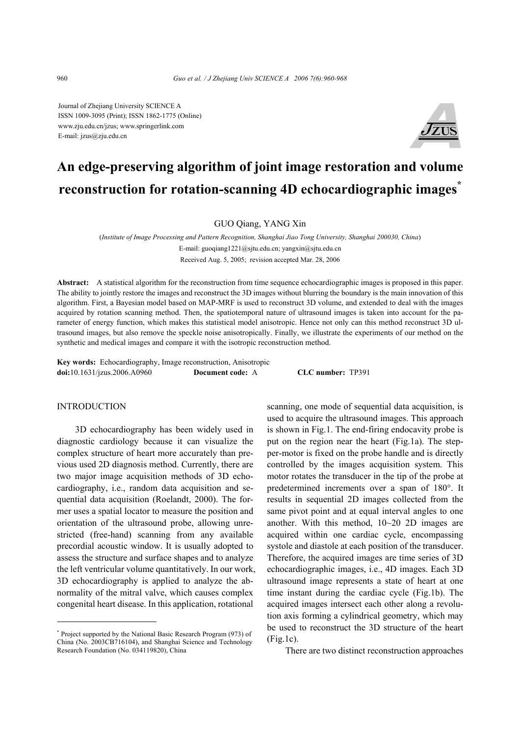Journal of Zhejiang University SCIENCE A
ISSN 1009-3095 (Print); ISSN 1862-1775 (Online)
www.zju.edu.cn/jzus; www.springerlink.com
E-mail: jzus@zju.edu.cn

# An edge-preserving algorithm of joint image restoration and volume reconstruction for rotation-scanning 4D echocardiographic images*

GUO Qiang, YANG Xin

(*Institute of Image Processing and Pattern Recognition, Shanghai Jiao Tong University, Shanghai 200030, China*)

E-mail: guoqiang1221@sjtu.edu.cn; yangxin@sjtu.edu.cn

Received Aug. 5, 2005; revision accepted Mar. 28, 2006

**Abstract:** A statistical algorithm for the reconstruction from time sequence echocardiographic images is proposed in this paper. The ability to jointly restore the images and reconstruct the 3D images without blurring the boundary is the main innovation of this algorithm. First, a Bayesian model based on MAP-MRF is used to reconstruct 3D volume, and extended to deal with the images acquired by rotation scanning method. Then, the spatiotemporal nature of ultrasound images is taken into account for the parameter of energy function, which makes this statistical model anisotropic. Hence not only can this method reconstruct 3D ultrasound images, but also remove the speckle noise anisotropically. Finally, we illustrate the experiments of our method on the synthetic and medical images and compare it with the isotropic reconstruction method.

**Key words:** Echocardiography, Image reconstruction, Anisotropic
**doi:**10.1631/jzus.2006.A0960 **Document code:** A **CLC number:** TP391

## INTRODUCTION

3D echocardiography has been widely used in diagnostic cardiology because it can visualize the complex structure of heart more accurately than previous used 2D diagnosis method. Currently, there are two major image acquisition methods of 3D echocardiography, i.e., random data acquisition and sequential data acquisition (Roelandt, 2000). The former uses a spatial locator to measure the position and orientation of the ultrasound probe, allowing unrestricted (free-hand) scanning from any available precordial acoustic window. It is usually adopted to assess the structure and surface shapes and to analyze the left ventricular volume quantitatively. In our work, 3D echocardiography is applied to analyze the abnormality of the mitral valve, which causes complex congenital heart disease. In this application, rotational scanning, one mode of sequential data acquisition, is used to acquire the ultrasound images. This approach is shown in Fig.1. The end-firing endocavity probe is put on the region near the heart (Fig.1a). The stepper-motor is fixed on the probe handle and is directly controlled by the images acquisition system. This motor rotates the transducer in the tip of the probe at predetermined increments over a span of 180°. It results in sequential 2D images collected from the same pivot point and at equal interval angles to one another. With this method, 10~20 2D images are acquired within one cardiac cycle, encompassing systole and diastole at each position of the transducer. Therefore, the acquired images are time series of 3D echocardiographic images, i.e., 4D images. Each 3D ultrasound image represents a state of heart at one time instant during the cardiac cycle (Fig.1b). The acquired images intersect each other along a revolution axis forming a cylindrical geometry, which may be used to reconstruct the 3D structure of the heart (Fig.1c).

There are two distinct reconstruction approaches

---

* Project supported by the National Basic Research Program (973) of China (No. 2003CB716104), and Shanghai Science and Technology Research Foundation (No. 034119820), China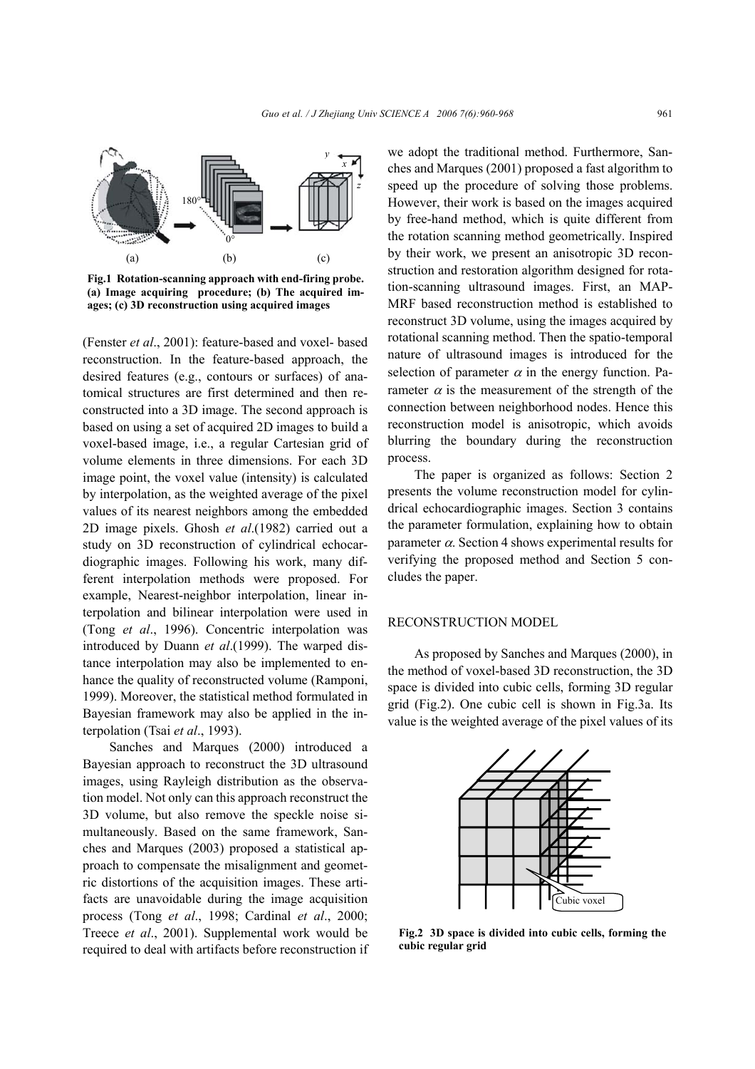Fig.1 Rotation-scanning approach with end-firing probe. (a) Image acquiring procedure; (b) The acquired images; (c) 3D reconstruction using acquired images

(Fenster *et al*., 2001): feature-based and voxel- based reconstruction. In the feature-based approach, the desired features (e.g., contours or surfaces) of anatomical structures are first determined and then reconstructed into a 3D image. The second approach is based on using a set of acquired 2D images to build a voxel-based image, i.e., a regular Cartesian grid of volume elements in three dimensions. For each 3D image point, the voxel value (intensity) is calculated by interpolation, as the weighted average of the pixel values of its nearest neighbors among the embedded 2D image pixels. Ghosh *et al*.(1982) carried out a study on 3D reconstruction of cylindrical echocardiographic images. Following his work, many different interpolation methods were proposed. For example, Nearest-neighbor interpolation, linear interpolation and bilinear interpolation were used in (Tong *et al*., 1996). Concentric interpolation was introduced by Duann *et al*.(1999). The warped distance interpolation may also be implemented to enhance the quality of reconstructed volume (Ramponi, 1999). Moreover, the statistical method formulated in Bayesian framework may also be applied in the interpolation (Tsai *et al*., 1993).

Sanches and Marques (2000) introduced a Bayesian approach to reconstruct the 3D ultrasound images, using Rayleigh distribution as the observation model. Not only can this approach reconstruct the 3D volume, but also remove the speckle noise simultaneously. Based on the same framework, Sanches and Marques (2003) proposed a statistical approach to compensate the misalignment and geometric distortions of the acquisition images. These artifacts are unavoidable during the image acquisition process (Tong *et al*., 1998; Cardinal *et al*., 2000; Treece *et al*., 2001). Supplemental work would be required to deal with artifacts before reconstruction if we adopt the traditional method. Furthermore, Sanches and Marques (2001) proposed a fast algorithm to speed up the procedure of solving those problems. However, their work is based on the images acquired by free-hand method, which is quite different from the rotation scanning method geometrically. Inspired by their work, we present an anisotropic 3D reconstruction and restoration algorithm designed for rotation-scanning ultrasound images. First, an MAP-MRF based reconstruction method is established to reconstruct 3D volume, using the images acquired by rotational scanning method. Then the spatio-temporal nature of ultrasound images is introduced for the selection of parameter $\alpha$ in the energy function. Parameter $\alpha$ is the measurement of the strength of the connection between neighborhood nodes. Hence this reconstruction model is anisotropic, which avoids blurring the boundary during the reconstruction process.

The paper is organized as follows: Section 2 presents the volume reconstruction model for cylindrical echocardiographic images. Section 3 contains the parameter formulation, explaining how to obtain parameter $\alpha$. Section 4 shows experimental results for verifying the proposed method and Section 5 concludes the paper.

## RECONSTRUCTION MODEL

As proposed by Sanches and Marques (2000), in the method of voxel-based 3D reconstruction, the 3D space is divided into cubic cells, forming 3D regular grid (Fig.2). One cubic cell is shown in Fig.3a. Its value is the weighted average of the pixel values of its

Fig.2 3D space is divided into cubic cells, forming the cubic regular grid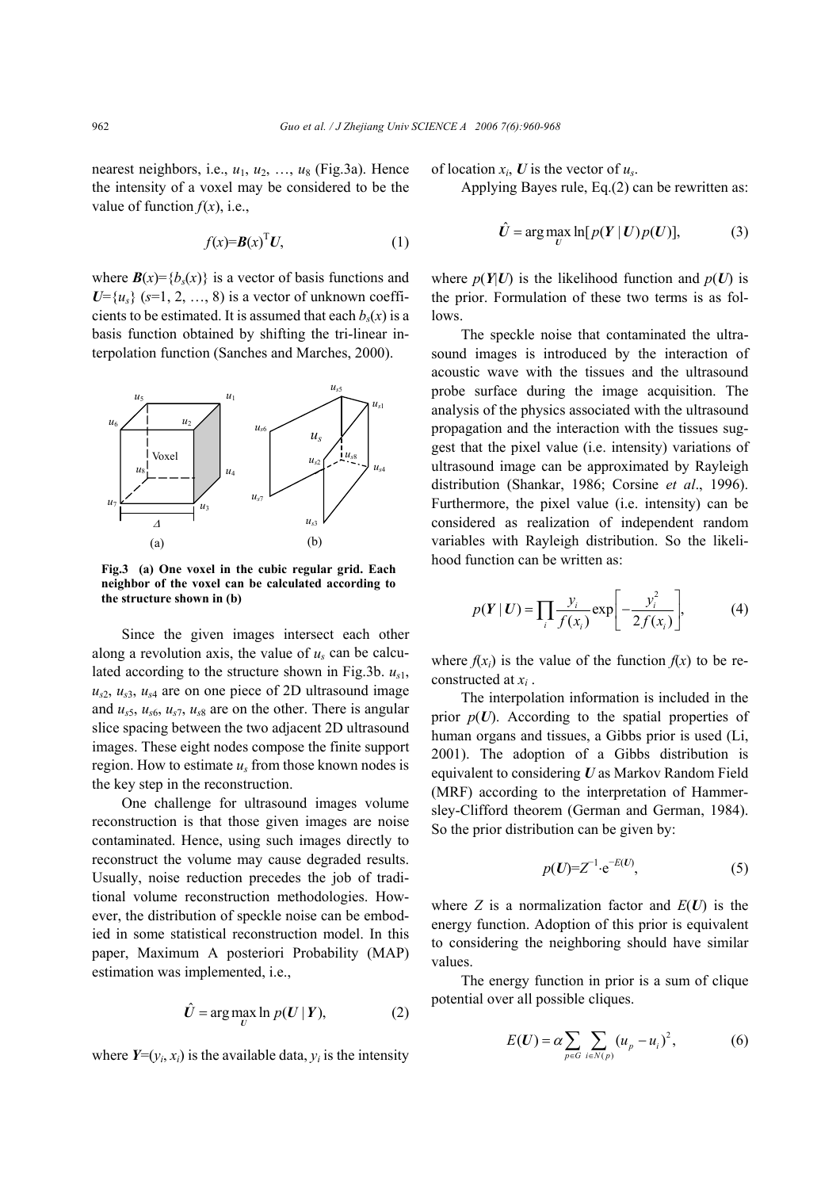nearest neighbors, i.e., $u_1$, $u_2$, …, $u_8$ (Fig.3a). Hence the intensity of a voxel may be considered to be the value of function $f(x)$, i.e.,

$$f(x)=\boldsymbol{B}(x)^{\mathrm{T}}\boldsymbol{U}, \tag{1}$$

where $\boldsymbol{B}(x)=\{b_s(x)\}$ is a vector of basis functions and $\boldsymbol{U}=\{u_s\}$ ($s$=1, 2, …, 8) is a vector of unknown coefficients to be estimated. It is assumed that each $b_s(x)$ is a basis function obtained by shifting the tri-linear interpolation function (Sanches and Marches, 2000).

**Fig.3 (a) One voxel in the cubic regular grid. Each neighbor of the voxel can be calculated according to the structure shown in (b)**

Since the given images intersect each other along a revolution axis, the value of $u_s$ can be calculated according to the structure shown in Fig.3b. $u_{s1}$, $u_{s2}$, $u_{s3}$, $u_{s4}$ are on one piece of 2D ultrasound image and $u_{s5}$, $u_{s6}$, $u_{s7}$, $u_{s8}$ are on the other. There is angular slice spacing between the two adjacent 2D ultrasound images. These eight nodes compose the finite support region. How to estimate $u_s$ from those known nodes is the key step in the reconstruction.

One challenge for ultrasound images volume reconstruction is that those given images are noise contaminated. Hence, using such images directly to reconstruct the volume may cause degraded results. Usually, noise reduction precedes the job of traditional volume reconstruction methodologies. However, the distribution of speckle noise can be embodied in some statistical reconstruction model. In this paper, Maximum A posteriori Probability (MAP) estimation was implemented, i.e.,

$$\hat{\boldsymbol{U}}=\arg\max_{\boldsymbol{U}} \ln p(\boldsymbol{U} \mid \boldsymbol{Y}), \tag{2}$$

where $\boldsymbol{Y}=(y_i, x_i)$ is the available data, $y_i$ is the intensity of location $x_i$, $\boldsymbol{U}$ is the vector of $u_s$.

Applying Bayes rule, Eq.(2) can be rewritten as:

$$\hat{\boldsymbol{U}}=\arg\max_{\boldsymbol{U}} \ln[p(\boldsymbol{Y} \mid \boldsymbol{U})\, p(\boldsymbol{U})], \tag{3}$$

where $p(\boldsymbol{Y}|\boldsymbol{U})$ is the likelihood function and $p(\boldsymbol{U})$ is the prior. Formulation of these two terms is as follows.

The speckle noise that contaminated the ultrasound images is introduced by the interaction of acoustic wave with the tissues and the ultrasound probe surface during the image acquisition. The analysis of the physics associated with the ultrasound propagation and the interaction with the tissues suggest that the pixel value (i.e. intensity) variations of ultrasound image can be approximated by Rayleigh distribution (Shankar, 1986; Corsine *et al*., 1996). Furthermore, the pixel value (i.e. intensity) can be considered as realization of independent random variables with Rayleigh distribution. So the likelihood function can be written as:

$$p(\boldsymbol{Y} \mid \boldsymbol{U})=\prod_i \frac{y_i}{f(x_i)} \exp\left[-\frac{y_i^2}{2 f(x_i)}\right], \tag{4}$$

where $f(x_i)$ is the value of the function $f(x)$ to be reconstructed at $x_i$ .

The interpolation information is included in the prior $p(\boldsymbol{U})$. According to the spatial properties of human organs and tissues, a Gibbs prior is used (Li, 2001). The adoption of a Gibbs distribution is equivalent to considering $\boldsymbol{U}$ as Markov Random Field (MRF) according to the interpretation of Hammersley-Clifford theorem (German and German, 1984). So the prior distribution can be given by:

$$p(\boldsymbol{U})=Z^{-1}\cdot \mathrm{e}^{-E(\boldsymbol{U})}, \tag{5}$$

where $Z$ is a normalization factor and $E(\boldsymbol{U})$ is the energy function. Adoption of this prior is equivalent to considering the neighboring should have similar values.

The energy function in prior is a sum of clique potential over all possible cliques.

$$E(\boldsymbol{U})=\alpha \sum_{p\in G} \sum_{i\in N(p)} (u_p-u_i)^2, \tag{6}$$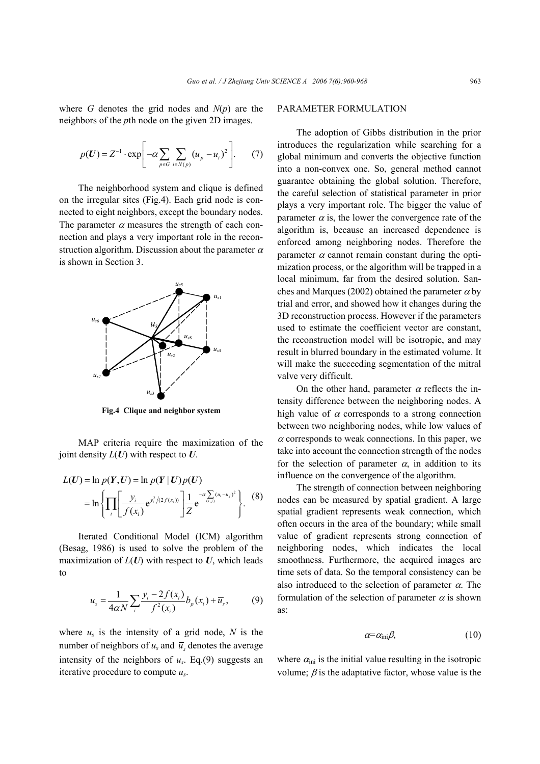where $G$ denotes the grid nodes and $N(p)$ are the neighbors of the $p$th node on the given 2D images.

$$p(U) = Z^{-1} \cdot \exp\left[-\alpha \sum_{p\in G} \sum_{i\in N(p)} (u_p - u_i)^2\right]. \quad (7)$$

The neighborhood system and clique is defined on the irregular sites (Fig.4). Each grid node is connected to eight neighbors, except the boundary nodes. The parameter $\alpha$ measures the strength of each connection and plays a very important role in the reconstruction algorithm. Discussion about the parameter $\alpha$ is shown in Section 3.

**Fig.4 Clique and neighbor system**

MAP criteria require the maximization of the joint density $L(\boldsymbol{U})$ with respect to $\boldsymbol{U}$.

$$L(\boldsymbol{U}) = \ln p(\boldsymbol{Y}, \boldsymbol{U}) = \ln p(\boldsymbol{Y} \mid \boldsymbol{U}) p(\boldsymbol{U})$$
$$= \ln\left\{\prod_i \left[\frac{y_i}{f(x_i)} \mathrm{e}^{y_i^2/(2f(x_i))}\right] \frac{1}{Z} \mathrm{e}^{-\alpha \sum_{(i,j)} (u_i - u_j)^2}\right\}. \quad (8)$$

Iterated Conditional Model (ICM) algorithm (Besag, 1986) is used to solve the problem of the maximization of $L(\boldsymbol{U})$ with respect to $\boldsymbol{U}$, which leads to

$$u_s = \frac{1}{4\alpha N} \sum_i \frac{y_i - 2f(x_i)}{f^2(x_i)} b_p(x_i) + \overline{u}_s, \quad (9)$$

where $u_s$ is the intensity of a grid node, $N$ is the number of neighbors of $u_s$ and $\overline{u}_s$ denotes the average intensity of the neighbors of $u_s$. Eq.(9) suggests an iterative procedure to compute $u_s$.

## PARAMETER FORMULATION

The adoption of Gibbs distribution in the prior introduces the regularization while searching for a global minimum and converts the objective function into a non-convex one. So, general method cannot guarantee obtaining the global solution. Therefore, the careful selection of statistical parameter in prior plays a very important role. The bigger the value of parameter $\alpha$ is, the lower the convergence rate of the algorithm is, because an increased dependence is enforced among neighboring nodes. Therefore the parameter $\alpha$ cannot remain constant during the optimization process, or the algorithm will be trapped in a local minimum, far from the desired solution. Sanches and Marques (2002) obtained the parameter $\alpha$ by trial and error, and showed how it changes during the 3D reconstruction process. However if the parameters used to estimate the coefficient vector are constant, the reconstruction model will be isotropic, and may result in blurred boundary in the estimated volume. It will make the succeeding segmentation of the mitral valve very difficult.

On the other hand, parameter $\alpha$ reflects the intensity difference between the neighboring nodes. A high value of $\alpha$ corresponds to a strong connection between two neighboring nodes, while low values of $\alpha$ corresponds to weak connections. In this paper, we take into account the connection strength of the nodes for the selection of parameter $\alpha$, in addition to its influence on the convergence of the algorithm.

The strength of connection between neighboring nodes can be measured by spatial gradient. A large spatial gradient represents weak connection, which often occurs in the area of the boundary; while small value of gradient represents strong connection of neighboring nodes, which indicates the local smoothness. Furthermore, the acquired images are time sets of data. So the temporal consistency can be also introduced to the selection of parameter $\alpha$. The formulation of the selection of parameter $\alpha$ is shown as:

$$\alpha = \alpha_{\text{ini}}\beta, \quad (10)$$

where $\alpha_{\text{ini}}$ is the initial value resulting in the isotropic volume; $\beta$ is the adaptative factor, whose value is the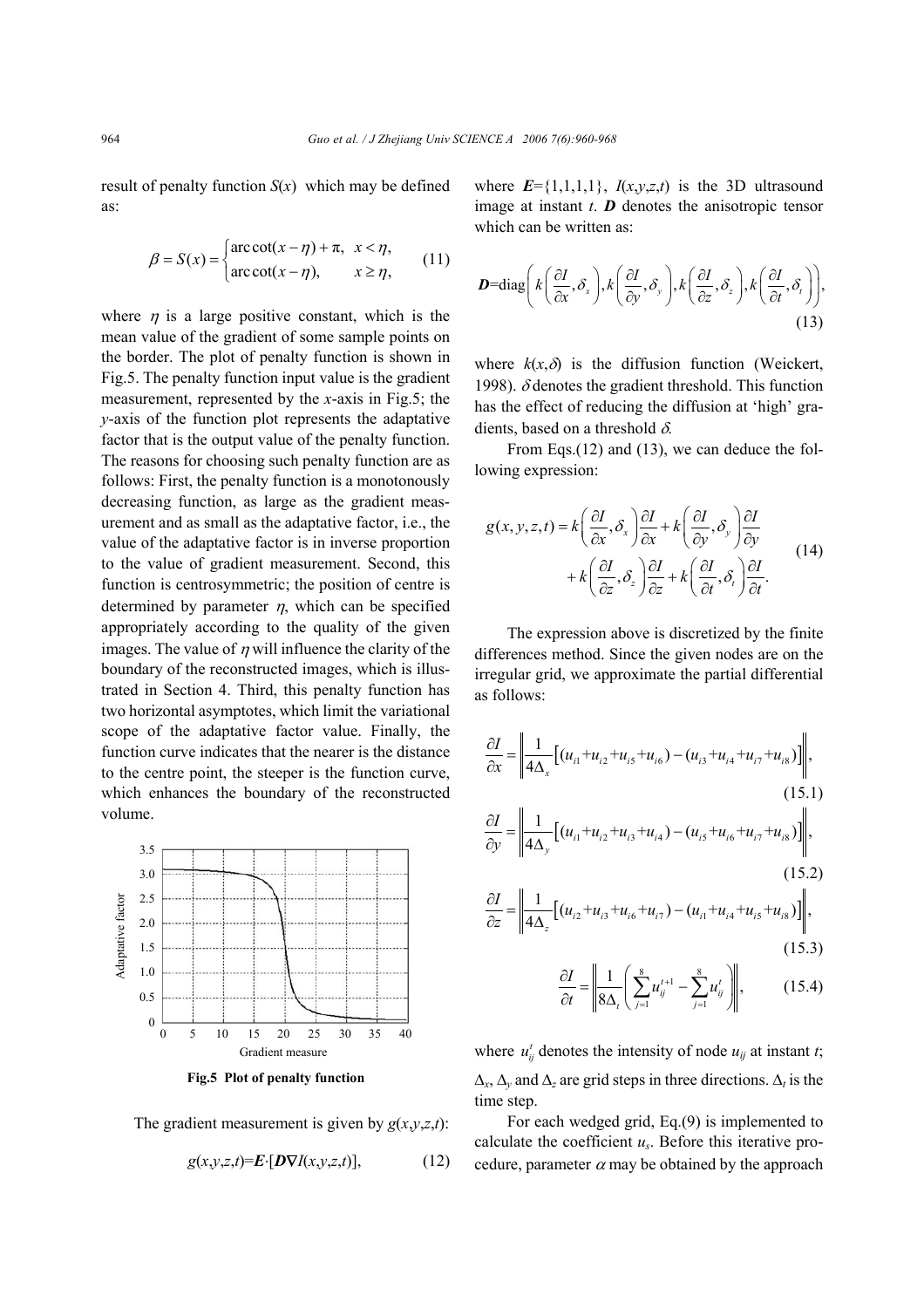result of penalty function $S(x)$ which may be defined as:

$$\beta = S(x) = \begin{cases} \operatorname{arccot}(x-\eta) + \pi, & x < \eta, \\ \operatorname{arccot}(x-\eta), & x \geq \eta, \end{cases} \tag{11}$$

where $\eta$ is a large positive constant, which is the mean value of the gradient of some sample points on the border. The plot of penalty function is shown in Fig.5. The penalty function input value is the gradient measurement, represented by the *x*-axis in Fig.5; the *y*-axis of the function plot represents the adaptative factor that is the output value of the penalty function. The reasons for choosing such penalty function are as follows: First, the penalty function is a monotonously decreasing function, as large as the gradient measurement and as small as the adaptative factor, i.e., the value of the adaptative factor is in inverse proportion to the value of gradient measurement. Second, this function is centrosymmetric; the position of centre is determined by parameter $\eta$, which can be specified appropriately according to the quality of the given images. The value of $\eta$ will influence the clarity of the boundary of the reconstructed images, which is illustrated in Section 4. Third, this penalty function has two horizontal asymptotes, which limit the variational scope of the adaptative factor value. Finally, the function curve indicates that the nearer is the distance to the centre point, the steeper is the function curve, which enhances the boundary of the reconstructed volume.

**Fig.5 Plot of penalty function**

The gradient measurement is given by $g(x,y,z,t)$:

$$g(x,y,z,t) = \boldsymbol{E} \cdot [\boldsymbol{D} \nabla I(x,y,z,t)], \tag{12}$$

where $\boldsymbol{E}=\{1,1,1,1\}$, $I(x,y,z,t)$ is the 3D ultrasound image at instant $t$. $\boldsymbol{D}$ denotes the anisotropic tensor which can be written as:

$$\boldsymbol{D} = \operatorname{diag}\left( k\left(\frac{\partial I}{\partial x}, \delta_x\right), k\left(\frac{\partial I}{\partial y}, \delta_y\right), k\left(\frac{\partial I}{\partial z}, \delta_z\right), k\left(\frac{\partial I}{\partial t}, \delta_t\right) \right), \tag{13}$$

where $k(x,\delta)$ is the diffusion function (Weickert, 1998). $\delta$ denotes the gradient threshold. This function has the effect of reducing the diffusion at 'high' gradients, based on a threshold $\delta$.

From Eqs.(12) and (13), we can deduce the following expression:

$$g(x,y,z,t) = k\left(\frac{\partial I}{\partial x}, \delta_x\right)\frac{\partial I}{\partial x} + k\left(\frac{\partial I}{\partial y}, \delta_y\right)\frac{\partial I}{\partial y} + k\left(\frac{\partial I}{\partial z}, \delta_z\right)\frac{\partial I}{\partial z} + k\left(\frac{\partial I}{\partial t}, \delta_t\right)\frac{\partial I}{\partial t}. \tag{14}$$

The expression above is discretized by the finite differences method. Since the given nodes are on the irregular grid, we approximate the partial differential as follows:

$$\frac{\partial I}{\partial x} = \left\| \frac{1}{4\Delta_x}\left[(u_{i1}+u_{i2}+u_{i5}+u_{i6}) - (u_{i3}+u_{i4}+u_{i7}+u_{i8})\right] \right\|, \tag{15.1}$$

$$\frac{\partial I}{\partial y} = \left\| \frac{1}{4\Delta_y}\left[(u_{i1}+u_{i2}+u_{i3}+u_{i4}) - (u_{i5}+u_{i6}+u_{i7}+u_{i8})\right] \right\|, \tag{15.2}$$

$$\frac{\partial I}{\partial z} = \left\| \frac{1}{4\Delta_z}\left[(u_{i2}+u_{i3}+u_{i6}+u_{i7}) - (u_{i1}+u_{i4}+u_{i5}+u_{i8})\right] \right\|, \tag{15.3}$$

$$\frac{\partial I}{\partial t} = \left\| \frac{1}{8\Delta_t}\left( \sum_{j=1}^{8} u_{ij}^{t+1} - \sum_{j=1}^{8} u_{ij}^{t} \right) \right\|, \tag{15.4}$$

where $u_{ij}^{t}$ denotes the intensity of node $u_{ij}$ at instant $t$; $\Delta_x$, $\Delta_y$ and $\Delta_z$ are grid steps in three directions. $\Delta_t$ is the time step.

For each wedged grid, Eq.(9) is implemented to calculate the coefficient $u_s$. Before this iterative procedure, parameter $\alpha$ may be obtained by the approach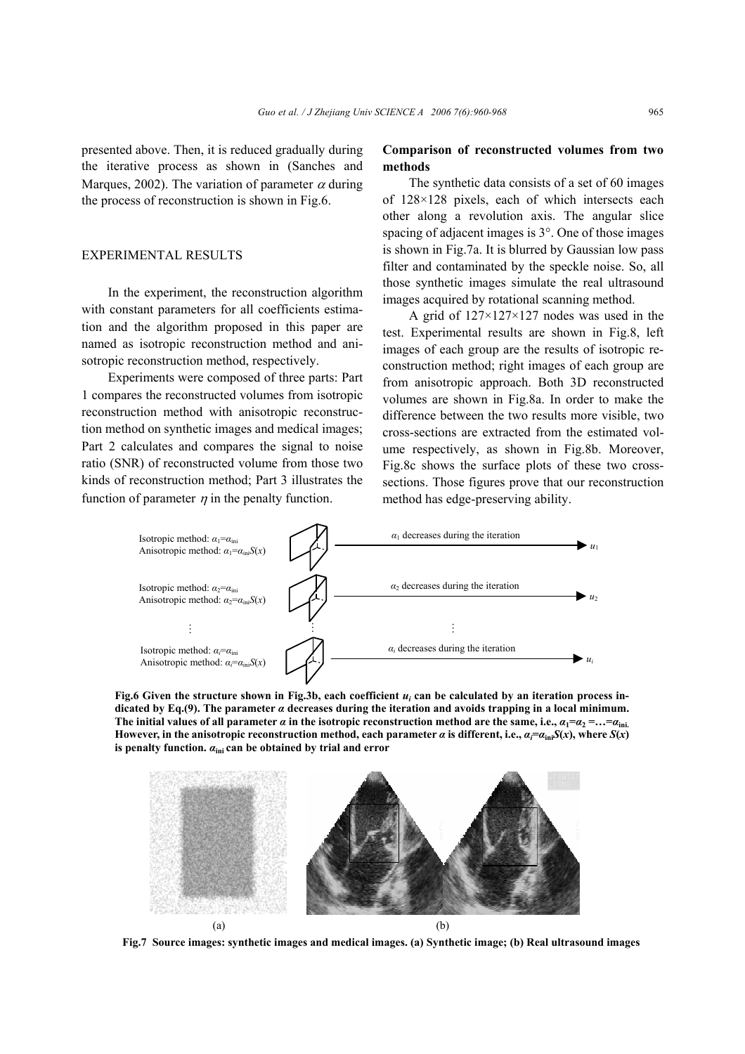presented above. Then, it is reduced gradually during the iterative process as shown in (Sanches and Marques, 2002). The variation of parameter $\alpha$ during the process of reconstruction is shown in Fig.6.

## EXPERIMENTAL RESULTS

In the experiment, the reconstruction algorithm with constant parameters for all coefficients estimation and the algorithm proposed in this paper are named as isotropic reconstruction method and anisotropic reconstruction method, respectively.

Experiments were composed of three parts: Part 1 compares the reconstructed volumes from isotropic reconstruction method with anisotropic reconstruction method on synthetic images and medical images; Part 2 calculates and compares the signal to noise ratio (SNR) of reconstructed volume from those two kinds of reconstruction method; Part 3 illustrates the function of parameter $\eta$ in the penalty function.

### Comparison of reconstructed volumes from two methods

The synthetic data consists of a set of 60 images of 128×128 pixels, each of which intersects each other along a revolution axis. The angular slice spacing of adjacent images is 3°. One of those images is shown in Fig.7a. It is blurred by Gaussian low pass filter and contaminated by the speckle noise. So, all those synthetic images simulate the real ultrasound images acquired by rotational scanning method.

A grid of 127×127×127 nodes was used in the test. Experimental results are shown in Fig.8, left images of each group are the results of isotropic reconstruction method; right images of each group are from anisotropic approach. Both 3D reconstructed volumes are shown in Fig.8a. In order to make the difference between the two results more visible, two cross-sections are extracted from the estimated volume respectively, as shown in Fig.8b. Moreover, Fig.8c shows the surface plots of these two cross-sections. Those figures prove that our reconstruction method has edge-preserving ability.

Isotropic method: $\alpha_1=\alpha_{ini}$
Anisotropic method: $\alpha_1=\alpha_{ini}S(x)$ — $\alpha_1$ decreases during the iteration → $u_1$

Isotropic method: $\alpha_2=\alpha_{ini}$
Anisotropic method: $\alpha_2=\alpha_{ini}S(x)$ — $\alpha_2$ decreases during the iteration → $u_2$

⋮

Isotropic method: $\alpha_i=\alpha_{ini}$
Anisotropic method: $\alpha_i=\alpha_{ini}S(x)$ — $\alpha_i$ decreases during the iteration → $u_i$

**Fig.6 Given the structure shown in Fig.3b, each coefficient $u_i$ can be calculated by an iteration process indicated by Eq.(9). The parameter $\alpha$ decreases during the iteration and avoids trapping in a local minimum. The initial values of all parameter $\alpha$ in the isotropic reconstruction method are the same, i.e., $\alpha_1=\alpha_2=\ldots=\alpha_{ini}$. However, in the anisotropic reconstruction method, each parameter $\alpha$ is different, i.e., $\alpha_i=\alpha_{ini}S(x)$, where $S(x)$ is penalty function. $\alpha_{ini}$ can be obtained by trial and error**

(a) (b)

**Fig.7 Source images: synthetic images and medical images. (a) Synthetic image; (b) Real ultrasound images**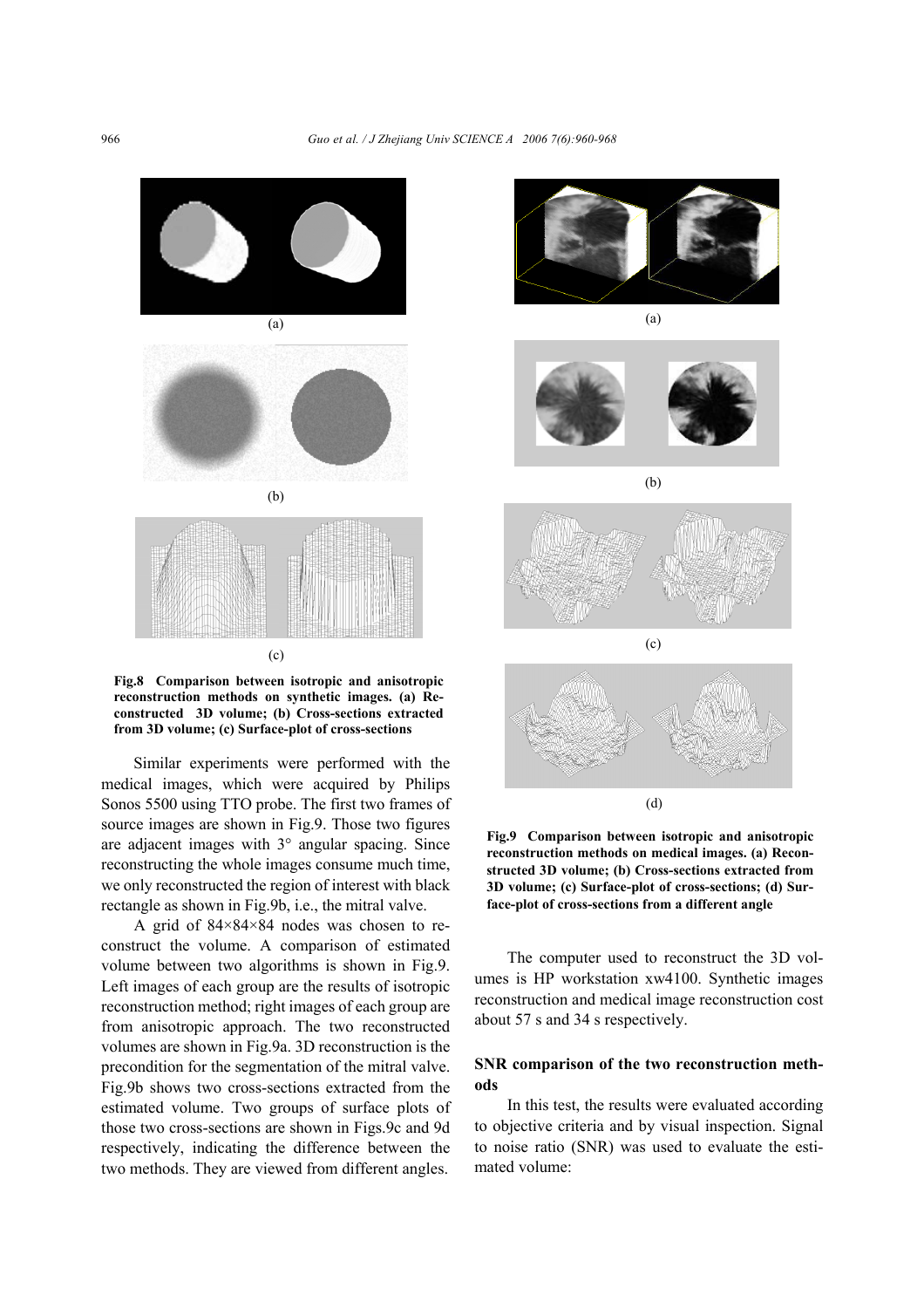(a)

(b)

(c)

**Fig.8 Comparison between isotropic and anisotropic reconstruction methods on synthetic images. (a) Reconstructed 3D volume; (b) Cross-sections extracted from 3D volume; (c) Surface-plot of cross-sections**

Similar experiments were performed with the medical images, which were acquired by Philips Sonos 5500 using TTO probe. The first two frames of source images are shown in Fig.9. Those two figures are adjacent images with 3° angular spacing. Since reconstructing the whole images consume much time, we only reconstructed the region of interest with black rectangle as shown in Fig.9b, i.e., the mitral valve.

A grid of 84×84×84 nodes was chosen to reconstruct the volume. A comparison of estimated volume between two algorithms is shown in Fig.9. Left images of each group are the results of isotropic reconstruction method; right images of each group are from anisotropic approach. The two reconstructed volumes are shown in Fig.9a. 3D reconstruction is the precondition for the segmentation of the mitral valve. Fig.9b shows two cross-sections extracted from the estimated volume. Two groups of surface plots of those two cross-sections are shown in Figs.9c and 9d respectively, indicating the difference between the two methods. They are viewed from different angles.

(a)

(b)

(c)

(d)

**Fig.9 Comparison between isotropic and anisotropic reconstruction methods on medical images. (a) Reconstructed 3D volume; (b) Cross-sections extracted from 3D volume; (c) Surface-plot of cross-sections; (d) Surface-plot of cross-sections from a different angle**

The computer used to reconstruct the 3D volumes is HP workstation xw4100. Synthetic images reconstruction and medical image reconstruction cost about 57 s and 34 s respectively.

## SNR comparison of the two reconstruction methods

In this test, the results were evaluated according to objective criteria and by visual inspection. Signal to noise ratio (SNR) was used to evaluate the estimated volume: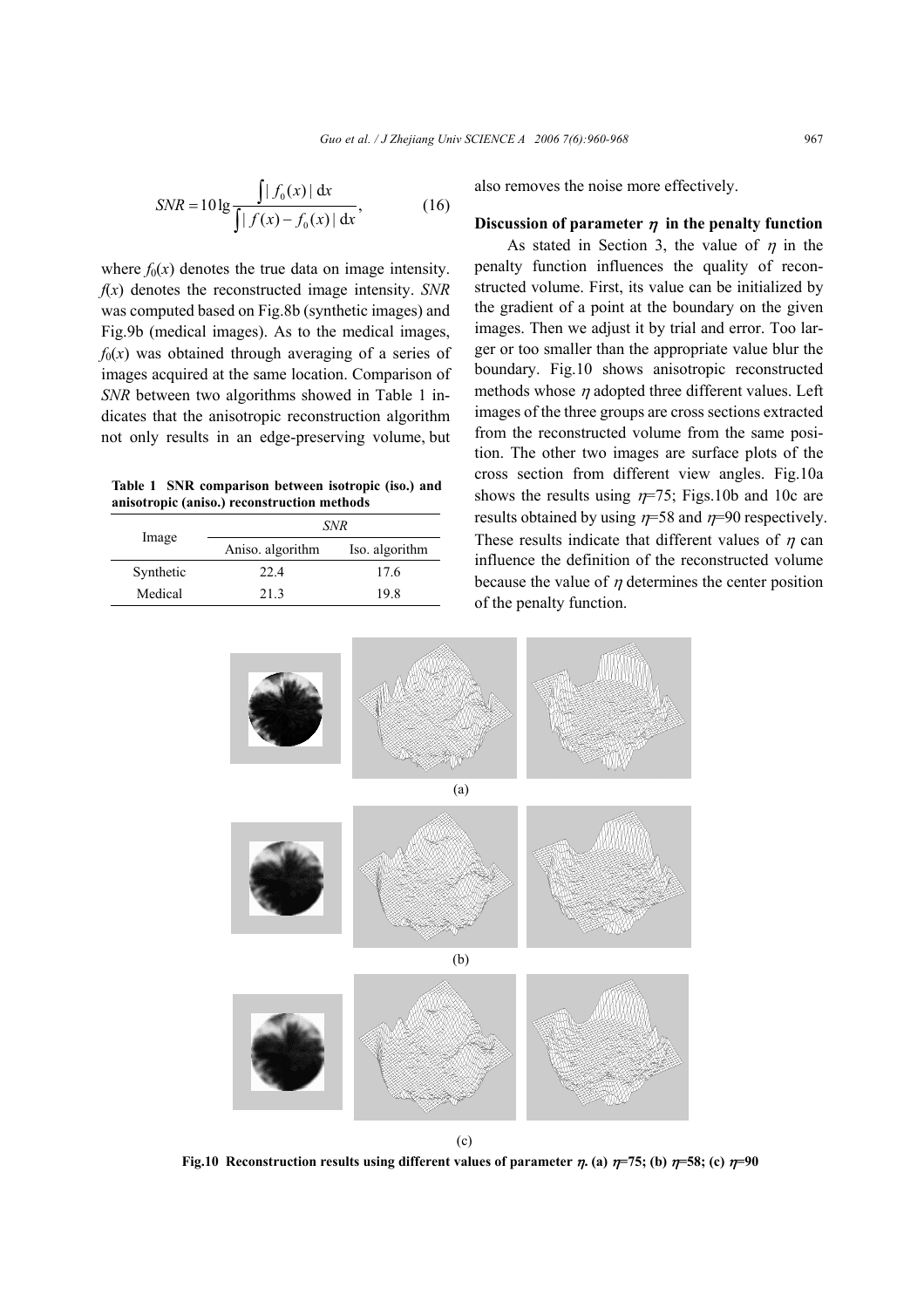$$SNR = 10\lg \frac{\int |f_0(x)|\,\mathrm{d}x}{\int |f(x) - f_0(x)|\,\mathrm{d}x}, \tag{16}$$

where $f_0(x)$ denotes the true data on image intensity. $f(x)$ denotes the reconstructed image intensity. *SNR* was computed based on Fig.8b (synthetic images) and Fig.9b (medical images). As to the medical images, $f_0(x)$ was obtained through averaging of a series of images acquired at the same location. Comparison of *SNR* between two algorithms showed in Table 1 indicates that the anisotropic reconstruction algorithm not only results in an edge-preserving volume, but also removes the noise more effectively.

**Table 1 SNR comparison between isotropic (iso.) and anisotropic (aniso.) reconstruction methods**

| Image | *SNR* | |
|---|---|---|
| | Aniso. algorithm | Iso. algorithm |
| Synthetic | 22.4 | 17.6 |
| Medical | 21.3 | 19.8 |

### Discussion of parameter $\eta$ in the penalty function

As stated in Section 3, the value of $\eta$ in the penalty function influences the quality of reconstructed volume. First, its value can be initialized by the gradient of a point at the boundary on the given images. Then we adjust it by trial and error. Too larger or too smaller than the appropriate value blur the boundary. Fig.10 shows anisotropic reconstructed methods whose $\eta$ adopted three different values. Left images of the three groups are cross sections extracted from the reconstructed volume from the same position. The other two images are surface plots of the cross section from different view angles. Fig.10a shows the results using $\eta$=75; Figs.10b and 10c are results obtained by using $\eta$=58 and $\eta$=90 respectively. These results indicate that different values of $\eta$ can influence the definition of the reconstructed volume because the value of $\eta$ determines the center position of the penalty function.

(a)

(b)

(c)

**Fig.10 Reconstruction results using different values of parameter $\eta$. (a) $\eta$=75; (b) $\eta$=58; (c) $\eta$=90**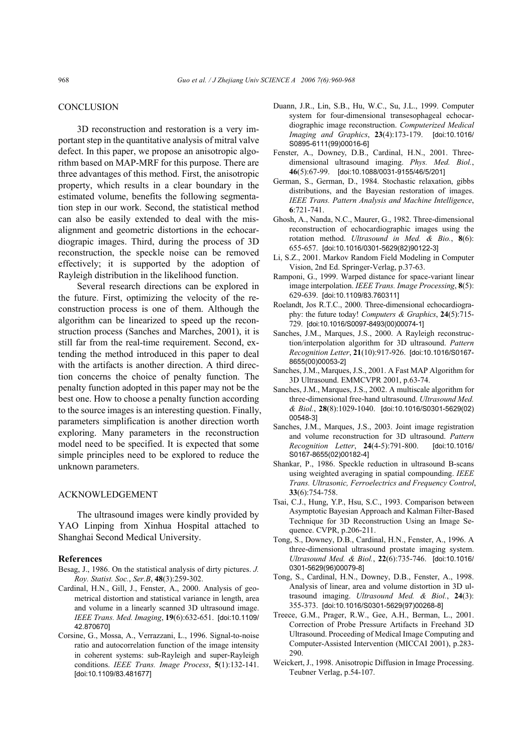## CONCLUSION

3D reconstruction and restoration is a very important step in the quantitative analysis of mitral valve defect. In this paper, we propose an anisotropic algorithm based on MAP-MRF for this purpose. There are three advantages of this method. First, the anisotropic property, which results in a clear boundary in the estimated volume, benefits the following segmentation step in our work. Second, the statistical method can also be easily extended to deal with the misalignment and geometric distortions in the echocardiograpic images. Third, during the process of 3D reconstruction, the speckle noise can be removed effectively; it is supported by the adoption of Rayleigh distribution in the likelihood function.

Several research directions can be explored in the future. First, optimizing the velocity of the reconstruction process is one of them. Although the algorithm can be linearized to speed up the reconstruction process (Sanches and Marches, 2001), it is still far from the real-time requirement. Second, extending the method introduced in this paper to deal with the artifacts is another direction. A third direction concerns the choice of penalty function. The penalty function adopted in this paper may not be the best one. How to choose a penalty function according to the source images is an interesting question. Finally, parameters simplification is another direction worth exploring. Many parameters in the reconstruction model need to be specified. It is expected that some simple principles need to be explored to reduce the unknown parameters.

## ACKNOWLEDGEMENT

The ultrasound images were kindly provided by YAO Linping from Xinhua Hospital attached to Shanghai Second Medical University.

### References

Besag, J., 1986. On the statistical analysis of dirty pictures. *J. Roy. Statist. Soc.*, *Ser.B*, **48**(3):259-302.

Cardinal, H.N., Gill, J., Fenster, A., 2000. Analysis of geometrical distortion and statistical variance in length, area and volume in a linearly scanned 3D ultrasound image. *IEEE Trans. Med. Imaging*, **19**(6):632-651. [doi:10.1109/42.870670]

Corsine, G., Mossa, A., Verrazzani, L., 1996. Signal-to-noise ratio and autocorrelation function of the image intensity in coherent systems: sub-Rayleigh and super-Rayleigh conditions. *IEEE Trans. Image Process*, **5**(1):132-141. [doi:10.1109/83.481677]

Duann, J.R., Lin, S.B., Hu, W.C., Su, J.L., 1999. Computer system for four-dimensional transesophageal echocardiographic image reconstruction. *Computerized Medical Imaging and Graphics*, **23**(4):173-179. [doi:10.1016/S0895-6111(99)00016-6]

Fenster, A., Downey, D.B., Cardinal, H.N., 2001. Three-dimensional ultrasound imaging. *Phys. Med. Biol.*, **46**(5):67-99. [doi:10.1088/0031-9155/46/5/201]

German, S., German, D., 1984. Stochastic relaxation, gibbs distributions, and the Bayesian restoration of images. *IEEE Trans. Pattern Analysis and Machine Intelligence*, **6**:721-741.

Ghosh, A., Nanda, N.C., Maurer, G., 1982. Three-dimensional reconstruction of echocardiographic images using the rotation method. *Ultrasound in Med. & Bio.*, **8**(6):655-657. [doi:10.1016/0301-5629(82)90122-3]

Li, S.Z., 2001. Markov Random Field Modeling in Computer Vision, 2nd Ed. Springer-Verlag, p.37-63.

Ramponi, G., 1999. Warped distance for space-variant linear image interpolation. *IEEE Trans. Image Processing*, **8**(5):629-639. [doi:10.1109/83.760311]

Roelandt, Jos R.T.C., 2000. Three-dimensional echocardiography: the future today! *Computers & Graphics*, **24**(5):715-729. [doi:10.1016/S0097-8493(00)00074-1]

Sanches, J.M., Marques, J.S., 2000. A Rayleigh reconstruction/interpolation algorithm for 3D ultrasound. *Pattern Recognition Letter*, **21**(10):917-926. [doi:10.1016/S0167-8655(00)00053-2]

Sanches, J.M., Marques, J.S., 2001. A Fast MAP Algorithm for 3D Ultrasound. EMMCVPR 2001, p.63-74.

Sanches, J.M., Marques, J.S., 2002. A multiscale algorithm for three-dimensional free-hand ultrasound. *Ultrasound Med. & Biol.*, **28**(8):1029-1040. [doi:10.1016/S0301-5629(02)00548-3]

Sanches, J.M., Marques, J.S., 2003. Joint image registration and volume reconstruction for 3D ultrasound. *Pattern Recognition Letter*, **24**(4-5):791-800. [doi:10.1016/S0167-8655(02)00182-4]

Shankar, P., 1986. Speckle reduction in ultrasound B-scans using weighted averaging in spatial compounding. *IEEE Trans. Ultrasonic, Ferroelectrics and Frequency Control*, **33**(6):754-758.

Tsai, C.J., Hung, Y.P., Hsu, S.C., 1993. Comparison between Asymptotic Bayesian Approach and Kalman Filter-Based Technique for 3D Reconstruction Using an Image Sequence. CVPR, p.206-211.

Tong, S., Downey, D.B., Cardinal, H.N., Fenster, A., 1996. A three-dimensional ultrasound prostate imaging system. *Ultrasound Med. & Biol.*, **22**(6):735-746. [doi:10.1016/0301-5629(96)00079-8]

Tong, S., Cardinal, H.N., Downey, D.B., Fenster, A., 1998. Analysis of linear, area and volume distortion in 3D ultrasound imaging. *Ultrasound Med. & Biol.*, **24**(3):355-373. [doi:10.1016/S0301-5629(97)00268-8]

Treece, G.M., Prager, R.W., Gee, A.H., Berman, L., 2001. Correction of Probe Pressure Artifacts in Freehand 3D Ultrasound. Proceeding of Medical Image Computing and Computer-Assisted Intervention (MICCAI 2001), p.283-290.

Weickert, J., 1998. Anisotropic Diffusion in Image Processing. Teubner Verlag, p.54-107.